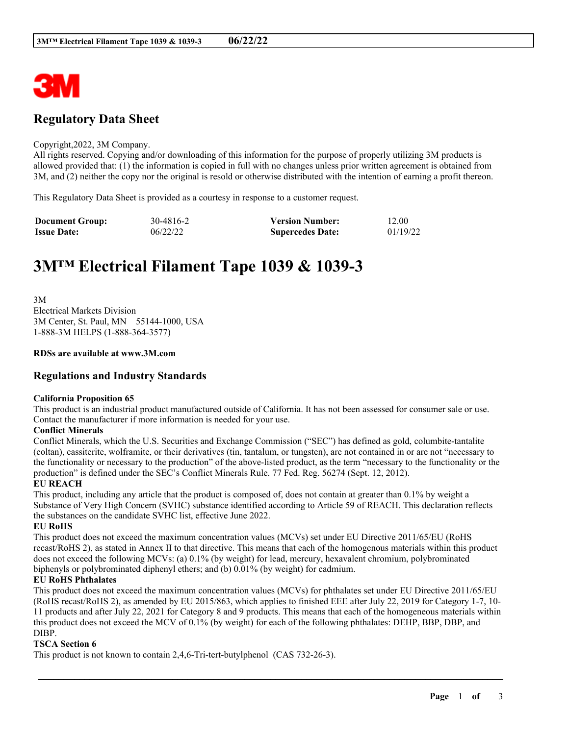## Regulatory Data Sheet

Copyright,2022, 3M Company.
All rights reserved. Copying and/or downloading of this information for the purpose of properly utilizing 3M products is allowed provided that: (1) the information is copied in full with no changes unless prior written agreement is obtained from 3M, and (2) neither the copy nor the original is resold or otherwise distributed with the intention of earning a profit thereon.

This Regulatory Data Sheet is provided as a courtesy in response to a customer request.

| **Document Group:** | 30-4816-2 | **Version Number:** | 12.00 |
|---|---|---|---|
| **Issue Date:** | 06/22/22 | **Supercedes Date:** | 01/19/22 |

# 3M™ Electrical Filament Tape 1039 & 1039-3

3M
Electrical Markets Division
3M Center, St. Paul, MN 55144-1000, USA
1-888-3M HELPS (1-888-364-3577)

**RDSs are available at www.3M.com**

## Regulations and Industry Standards

**California Proposition 65**
This product is an industrial product manufactured outside of California. It has not been assessed for consumer sale or use. Contact the manufacturer if more information is needed for your use.

**Conflict Minerals**
Conflict Minerals, which the U.S. Securities and Exchange Commission ("SEC") has defined as gold, columbite-tantalite (coltan), cassiterite, wolframite, or their derivatives (tin, tantalum, or tungsten), are not contained in or are not "necessary to the functionality or necessary to the production" of the above-listed product, as the term "necessary to the functionality or the production" is defined under the SEC's Conflict Minerals Rule. 77 Fed. Reg. 56274 (Sept. 12, 2012).

**EU REACH**
This product, including any article that the product is composed of, does not contain at greater than 0.1% by weight a Substance of Very High Concern (SVHC) substance identified according to Article 59 of REACH. This declaration reflects the substances on the candidate SVHC list, effective June 2022.

**EU RoHS**
This product does not exceed the maximum concentration values (MCVs) set under EU Directive 2011/65/EU (RoHS recast/RoHS 2), as stated in Annex II to that directive. This means that each of the homogenous materials within this product does not exceed the following MCVs: (a) 0.1% (by weight) for lead, mercury, hexavalent chromium, polybrominated biphenyls or polybrominated diphenyl ethers; and (b) 0.01% (by weight) for cadmium.

**EU RoHS Phthalates**
This product does not exceed the maximum concentration values (MCVs) for phthalates set under EU Directive 2011/65/EU (RoHS recast/RoHS 2), as amended by EU 2015/863, which applies to finished EEE after July 22, 2019 for Category 1-7, 10-11 products and after July 22, 2021 for Category 8 and 9 products. This means that each of the homogeneous materials within this product does not exceed the MCV of 0.1% (by weight) for each of the following phthalates: DEHP, BBP, DBP, and DIBP.

**TSCA Section 6**
This product is not known to contain 2,4,6-Tri-tert-butylphenol (CAS 732-26-3).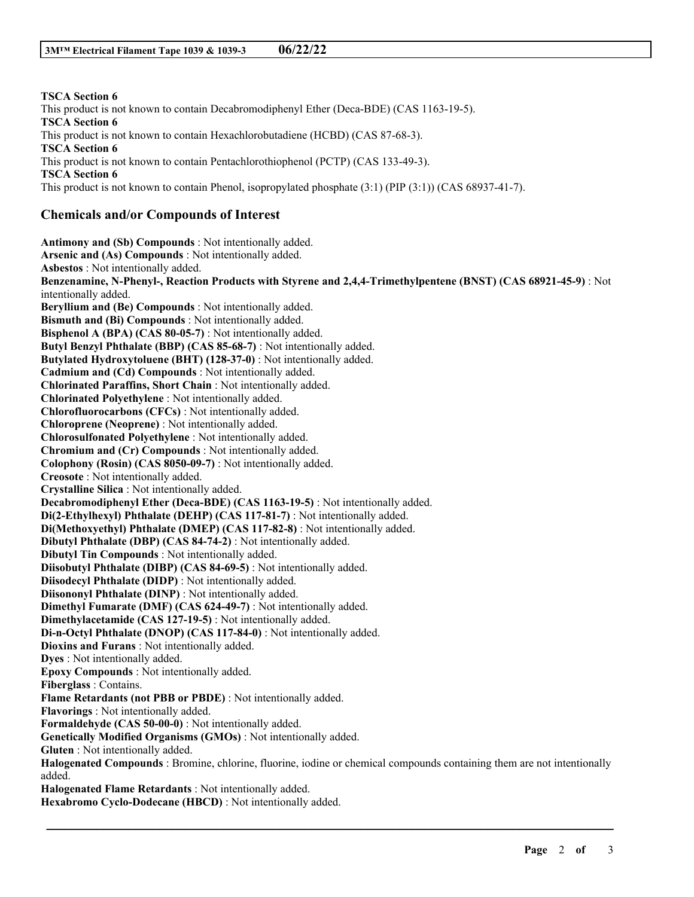**TSCA Section 6**

This product is not known to contain Decabromodiphenyl Ether (Deca-BDE) (CAS 1163-19-5).

**TSCA Section 6**

This product is not known to contain Hexachlorobutadiene (HCBD) (CAS 87-68-3).

**TSCA Section 6**

This product is not known to contain Pentachlorothiophenol (PCTP) (CAS 133-49-3).

**TSCA Section 6**

This product is not known to contain Phenol, isopropylated phosphate (3:1) (PIP (3:1)) (CAS 68937-41-7).

## Chemicals and/or Compounds of Interest

**Antimony and (Sb) Compounds** : Not intentionally added.
**Arsenic and (As) Compounds** : Not intentionally added.
**Asbestos** : Not intentionally added.
**Benzenamine, N-Phenyl-, Reaction Products with Styrene and 2,4,4-Trimethylpentene (BNST) (CAS 68921-45-9)** : Not intentionally added.
**Beryllium and (Be) Compounds** : Not intentionally added.
**Bismuth and (Bi) Compounds** : Not intentionally added.
**Bisphenol A (BPA) (CAS 80-05-7)** : Not intentionally added.
**Butyl Benzyl Phthalate (BBP) (CAS 85-68-7)** : Not intentionally added.
**Butylated Hydroxytoluene (BHT) (128-37-0)** : Not intentionally added.
**Cadmium and (Cd) Compounds** : Not intentionally added.
**Chlorinated Paraffins, Short Chain** : Not intentionally added.
**Chlorinated Polyethylene** : Not intentionally added.
**Chlorofluorocarbons (CFCs)** : Not intentionally added.
**Chloroprene (Neoprene)** : Not intentionally added.
**Chlorosulfonated Polyethylene** : Not intentionally added.
**Chromium and (Cr) Compounds** : Not intentionally added.
**Colophony (Rosin) (CAS 8050-09-7)** : Not intentionally added.
**Creosote** : Not intentionally added.
**Crystalline Silica** : Not intentionally added.
**Decabromodiphenyl Ether (Deca-BDE) (CAS 1163-19-5)** : Not intentionally added.
**Di(2-Ethylhexyl) Phthalate (DEHP) (CAS 117-81-7)** : Not intentionally added.
**Di(Methoxyethyl) Phthalate (DMEP) (CAS 117-82-8)** : Not intentionally added.
**Dibutyl Phthalate (DBP) (CAS 84-74-2)** : Not intentionally added.
**Dibutyl Tin Compounds** : Not intentionally added.
**Diisobutyl Phthalate (DIBP) (CAS 84-69-5)** : Not intentionally added.
**Diisodecyl Phthalate (DIDP)** : Not intentionally added.
**Diisononyl Phthalate (DINP)** : Not intentionally added.
**Dimethyl Fumarate (DMF) (CAS 624-49-7)** : Not intentionally added.
**Dimethylacetamide (CAS 127-19-5)** : Not intentionally added.
**Di-n-Octyl Phthalate (DNOP) (CAS 117-84-0)** : Not intentionally added.
**Dioxins and Furans** : Not intentionally added.
**Dyes** : Not intentionally added.
**Epoxy Compounds** : Not intentionally added.
**Fiberglass** : Contains.
**Flame Retardants (not PBB or PBDE)** : Not intentionally added.
**Flavorings** : Not intentionally added.
**Formaldehyde (CAS 50-00-0)** : Not intentionally added.
**Genetically Modified Organisms (GMOs)** : Not intentionally added.
**Gluten** : Not intentionally added.
**Halogenated Compounds** : Bromine, chlorine, fluorine, iodine or chemical compounds containing them are not intentionally added.
**Halogenated Flame Retardants** : Not intentionally added.
**Hexabromo Cyclo-Dodecane (HBCD)** : Not intentionally added.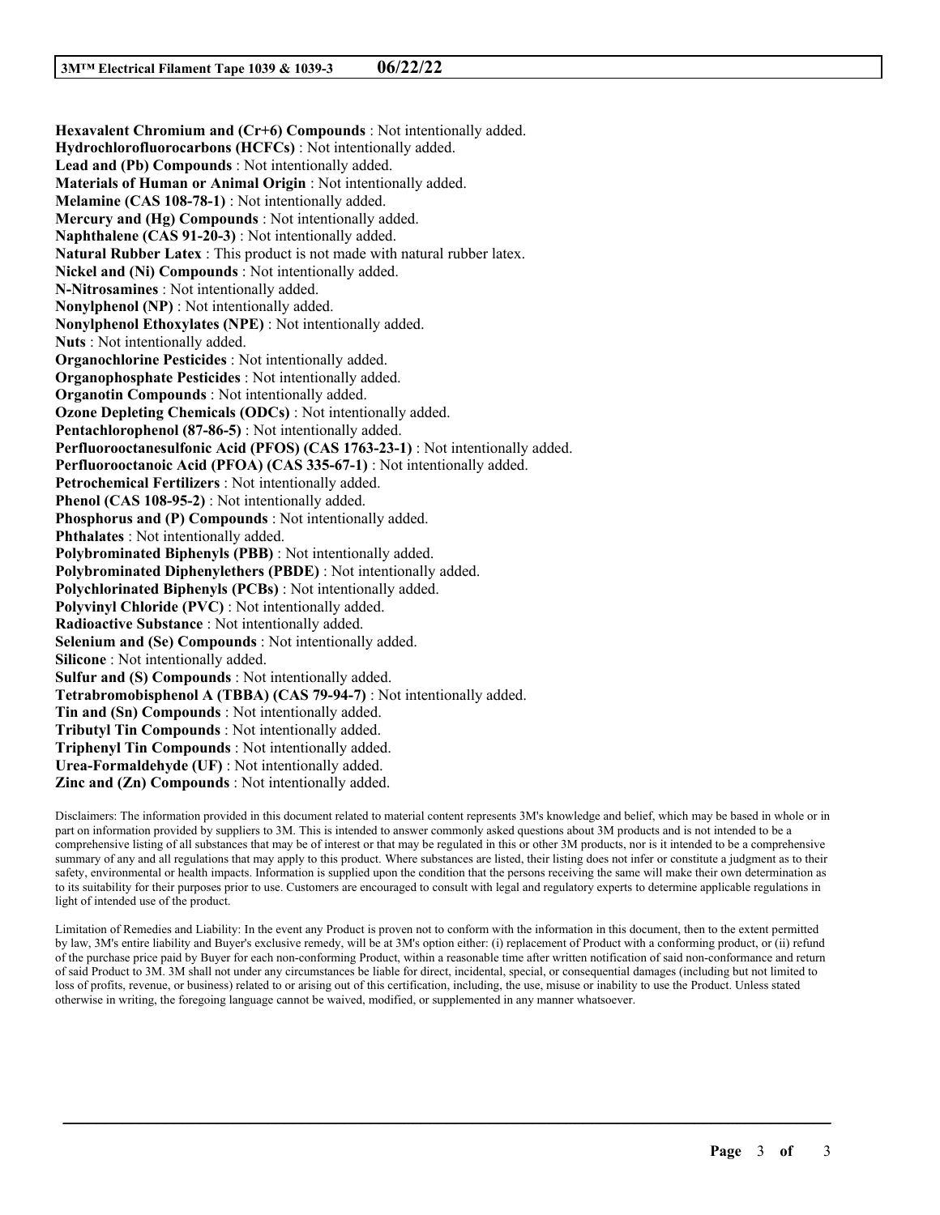**Hexavalent Chromium and (Cr+6) Compounds** : Not intentionally added.
**Hydrochlorofluorocarbons (HCFCs)** : Not intentionally added.
**Lead and (Pb) Compounds** : Not intentionally added.
**Materials of Human or Animal Origin** : Not intentionally added.
**Melamine (CAS 108-78-1)** : Not intentionally added.
**Mercury and (Hg) Compounds** : Not intentionally added.
**Naphthalene (CAS 91-20-3)** : Not intentionally added.
**Natural Rubber Latex** : This product is not made with natural rubber latex.
**Nickel and (Ni) Compounds** : Not intentionally added.
**N-Nitrosamines** : Not intentionally added.
**Nonylphenol (NP)** : Not intentionally added.
**Nonylphenol Ethoxylates (NPE)** : Not intentionally added.
**Nuts** : Not intentionally added.
**Organochlorine Pesticides** : Not intentionally added.
**Organophosphate Pesticides** : Not intentionally added.
**Organotin Compounds** : Not intentionally added.
**Ozone Depleting Chemicals (ODCs)** : Not intentionally added.
**Pentachlorophenol (87-86-5)** : Not intentionally added.
**Perfluorooctanesulfonic Acid (PFOS) (CAS 1763-23-1)** : Not intentionally added.
**Perfluorooctanoic Acid (PFOA) (CAS 335-67-1)** : Not intentionally added.
**Petrochemical Fertilizers** : Not intentionally added.
**Phenol (CAS 108-95-2)** : Not intentionally added.
**Phosphorus and (P) Compounds** : Not intentionally added.
**Phthalates** : Not intentionally added.
**Polybrominated Biphenyls (PBB)** : Not intentionally added.
**Polybrominated Diphenylethers (PBDE)** : Not intentionally added.
**Polychlorinated Biphenyls (PCBs)** : Not intentionally added.
**Polyvinyl Chloride (PVC)** : Not intentionally added.
**Radioactive Substance** : Not intentionally added.
**Selenium and (Se) Compounds** : Not intentionally added.
**Silicone** : Not intentionally added.
**Sulfur and (S) Compounds** : Not intentionally added.
**Tetrabromobisphenol A (TBBA) (CAS 79-94-7)** : Not intentionally added.
**Tin and (Sn) Compounds** : Not intentionally added.
**Tributyl Tin Compounds** : Not intentionally added.
**Triphenyl Tin Compounds** : Not intentionally added.
**Urea-Formaldehyde (UF)** : Not intentionally added.
**Zinc and (Zn) Compounds** : Not intentionally added.

Disclaimers: The information provided in this document related to material content represents 3M's knowledge and belief, which may be based in whole or in part on information provided by suppliers to 3M. This is intended to answer commonly asked questions about 3M products and is not intended to be a comprehensive listing of all substances that may be of interest or that may be regulated in this or other 3M products, nor is it intended to be a comprehensive summary of any and all regulations that may apply to this product. Where substances are listed, their listing does not infer or constitute a judgment as to their safety, environmental or health impacts. Information is supplied upon the condition that the persons receiving the same will make their own determination as to its suitability for their purposes prior to use. Customers are encouraged to consult with legal and regulatory experts to determine applicable regulations in light of intended use of the product.

Limitation of Remedies and Liability: In the event any Product is proven not to conform with the information in this document, then to the extent permitted by law, 3M's entire liability and Buyer's exclusive remedy, will be at 3M's option either: (i) replacement of Product with a conforming product, or (ii) refund of the purchase price paid by Buyer for each non-conforming Product, within a reasonable time after written notification of said non-conformance and return of said Product to 3M. 3M shall not under any circumstances be liable for direct, incidental, special, or consequential damages (including but not limited to loss of profits, revenue, or business) related to or arising out of this certification, including, the use, misuse or inability to use the Product. Unless stated otherwise in writing, the foregoing language cannot be waived, modified, or supplemented in any manner whatsoever.